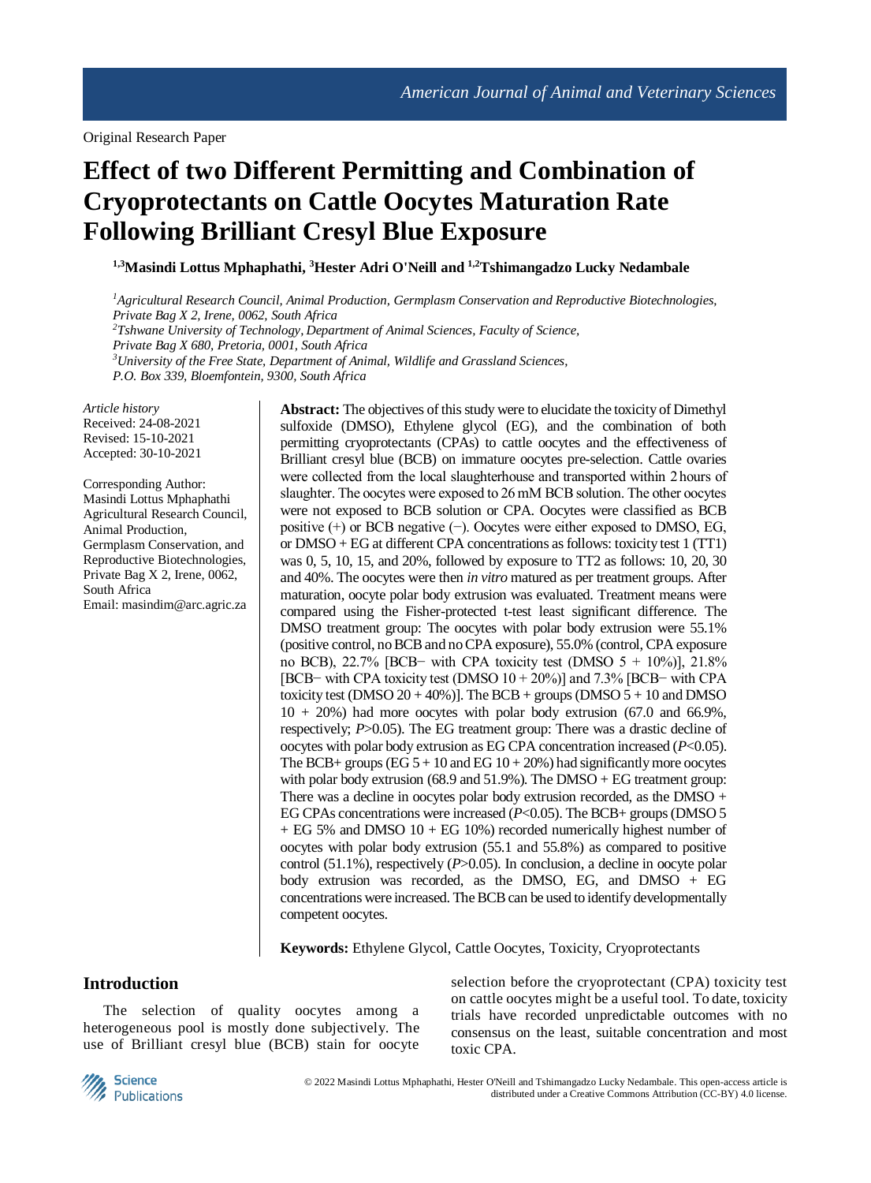Original Research Paper

# Effect of two Different Permitting and Combination of Cryoprotectants on Cattle Oocytes Maturation Rate Following Brilliant Cresyl Blue Exposure

**[1,3]Masindi Lottus Mphaphathi, [3]Hester Adri O'Neill and [1,2]Tshimangadzo Lucky Nedambale**

*[1]Agricultural Research Council, Animal Production, Germplasm Conservation and Reproductive Biotechnologies, Private Bag X 2, Irene, 0062, South Africa*
*[2]Tshwane University of Technology, Department of Animal Sciences, Faculty of Science, Private Bag X 680, Pretoria, 0001, South Africa*
*[3]University of the Free State, Department of Animal, Wildlife and Grassland Sciences, P.O. Box 339, Bloemfontein, 9300, South Africa*

*Article history*
Received: 24-08-2021
Revised: 15-10-2021
Accepted: 30-10-2021

Corresponding Author:
Masindi Lottus Mphaphathi
Agricultural Research Council, Animal Production, Germplasm Conservation, and Reproductive Biotechnologies, Private Bag X 2, Irene, 0062, South Africa
Email: masindim@arc.agric.za

**Abstract:** The objectives of this study were to elucidate the toxicity of Dimethyl sulfoxide (DMSO), Ethylene glycol (EG), and the combination of both permitting cryoprotectants (CPAs) to cattle oocytes and the effectiveness of Brilliant cresyl blue (BCB) on immature oocytes pre-selection. Cattle ovaries were collected from the local slaughterhouse and transported within 2 hours of slaughter. The oocytes were exposed to 26 mM BCB solution. The other oocytes were not exposed to BCB solution or CPA. Oocytes were classified as BCB positive (+) or BCB negative (−). Oocytes were either exposed to DMSO, EG, or DMSO + EG at different CPA concentrations as follows: toxicity test 1 (TT1) was 0, 5, 10, 15, and 20%, followed by exposure to TT2 as follows: 10, 20, 30 and 40%. The oocytes were then *in vitro* matured as per treatment groups. After maturation, oocyte polar body extrusion was evaluated. Treatment means were compared using the Fisher-protected t-test least significant difference. The DMSO treatment group: The oocytes with polar body extrusion were 55.1% (positive control, no BCB and no CPA exposure), 55.0% (control, CPA exposure no BCB), 22.7% [BCB− with CPA toxicity test (DMSO 5 + 10%)], 21.8% [BCB− with CPA toxicity test (DMSO 10 + 20%)] and 7.3% [BCB− with CPA toxicity test (DMSO 20 + 40%)]. The BCB + groups (DMSO 5 + 10 and DMSO 10 + 20%) had more oocytes with polar body extrusion (67.0 and 66.9%, respectively; $P>0.05$). The EG treatment group: There was a drastic decline of oocytes with polar body extrusion as EG CPA concentration increased ($P<0.05$). The BCB+ groups (EG 5 + 10 and EG 10 + 20%) had significantly more oocytes with polar body extrusion (68.9 and 51.9%). The DMSO + EG treatment group: There was a decline in oocytes polar body extrusion recorded, as the DMSO + EG CPAs concentrations were increased ($P<0.05$). The BCB+ groups (DMSO 5 + EG 5% and DMSO 10 + EG 10%) recorded numerically highest number of oocytes with polar body extrusion (55.1 and 55.8%) as compared to positive control (51.1%), respectively ($P>0.05$). In conclusion, a decline in oocyte polar body extrusion was recorded, as the DMSO, EG, and DMSO + EG concentrations were increased. The BCB can be used to identify developmentally competent oocytes.

**Keywords:** Ethylene Glycol, Cattle Oocytes, Toxicity, Cryoprotectants

## Introduction

The selection of quality oocytes among a heterogeneous pool is mostly done subjectively. The use of Brilliant cresyl blue (BCB) stain for oocyte selection before the cryoprotectant (CPA) toxicity test on cattle oocytes might be a useful tool. To date, toxicity trials have recorded unpredictable outcomes with no consensus on the least, suitable concentration and most toxic CPA.

© 2022 Masindi Lottus Mphaphathi, Hester O'Neill and Tshimangadzo Lucky Nedambale. This open-access article is distributed under a Creative Commons Attribution (CC-BY) 4.0 license.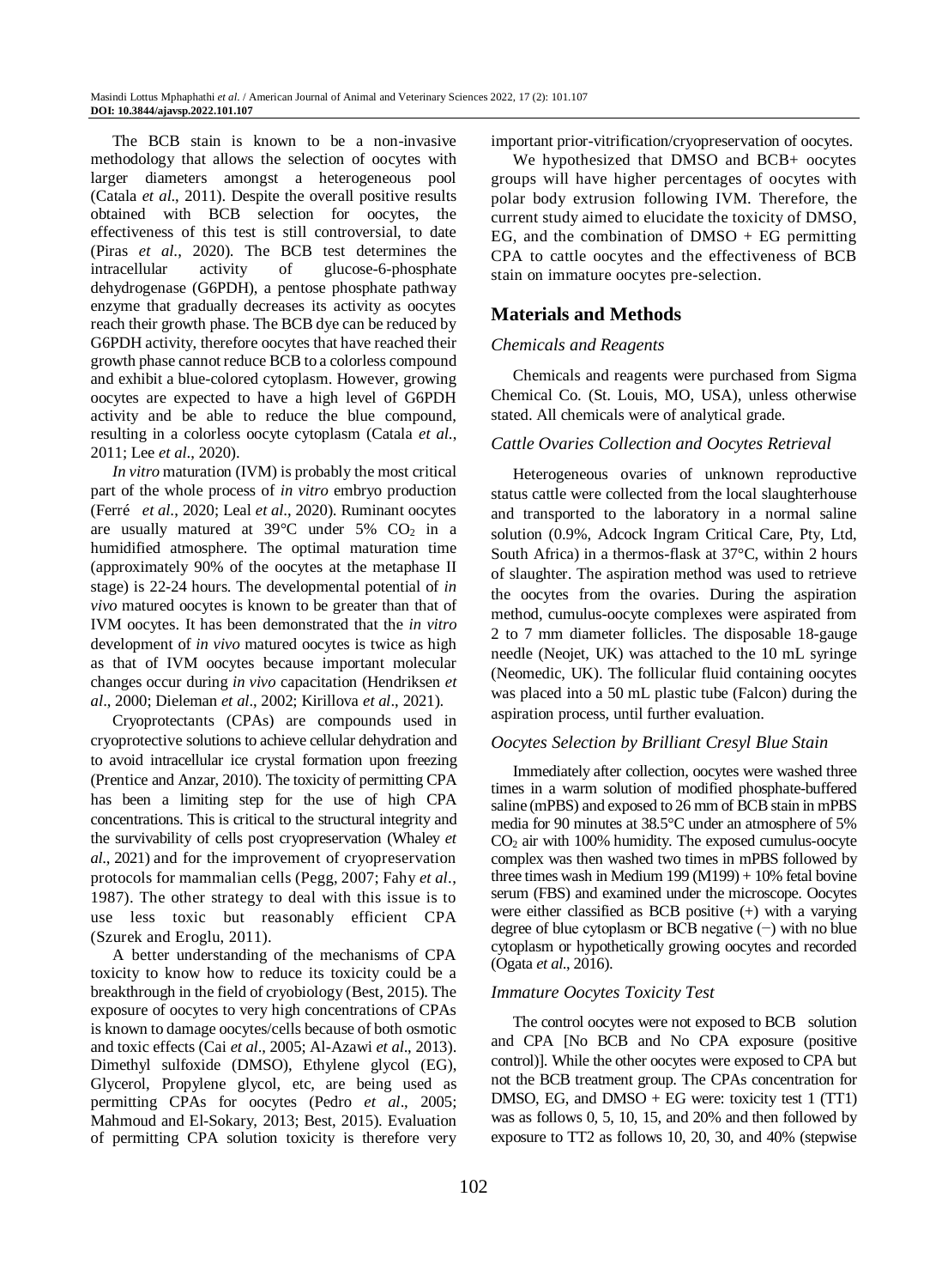The BCB stain is known to be a non-invasive methodology that allows the selection of oocytes with larger diameters amongst a heterogeneous pool (Catala *et al*., 2011). Despite the overall positive results obtained with BCB selection for oocytes, the effectiveness of this test is still controversial, to date (Piras *et al*., 2020). The BCB test determines the intracellular activity of glucose-6-phosphate dehydrogenase (G6PDH), a pentose phosphate pathway enzyme that gradually decreases its activity as oocytes reach their growth phase. The BCB dye can be reduced by G6PDH activity, therefore oocytes that have reached their growth phase cannot reduce BCB to a colorless compound and exhibit a blue-colored cytoplasm. However, growing oocytes are expected to have a high level of G6PDH activity and be able to reduce the blue compound, resulting in a colorless oocyte cytoplasm (Catala *et al*., 2011; Lee *et al*., 2020).

*In vitro* maturation (IVM) is probably the most critical part of the whole process of *in vitro* embryo production (Ferré *et al*., 2020; Leal *et al*., 2020). Ruminant oocytes are usually matured at 39°C under 5% $CO_2$ in a humidified atmosphere. The optimal maturation time (approximately 90% of the oocytes at the metaphase II stage) is 22-24 hours. The developmental potential of *in vivo* matured oocytes is known to be greater than that of IVM oocytes. It has been demonstrated that the *in vitro* development of *in vivo* matured oocytes is twice as high as that of IVM oocytes because important molecular changes occur during *in vivo* capacitation (Hendriksen *et al*., 2000; Dieleman *et al*., 2002; Kirillova *et al*., 2021).

Cryoprotectants (CPAs) are compounds used in cryoprotective solutions to achieve cellular dehydration and to avoid intracellular ice crystal formation upon freezing (Prentice and Anzar, 2010). The toxicity of permitting CPA has been a limiting step for the use of high CPA concentrations. This is critical to the structural integrity and the survivability of cells post cryopreservation (Whaley *et al*., 2021) and for the improvement of cryopreservation protocols for mammalian cells (Pegg, 2007; Fahy *et al*., 1987). The other strategy to deal with this issue is to use less toxic but reasonably efficient CPA (Szurek and Eroglu, 2011).

A better understanding of the mechanisms of CPA toxicity to know how to reduce its toxicity could be a breakthrough in the field of cryobiology (Best, 2015). The exposure of oocytes to very high concentrations of CPAs is known to damage oocytes/cells because of both osmotic and toxic effects (Cai *et al*., 2005; Al-Azawi *et al*., 2013). Dimethyl sulfoxide (DMSO), Ethylene glycol (EG), Glycerol, Propylene glycol, etc, are being used as permitting CPAs for oocytes (Pedro *et al*., 2005; Mahmoud and El-Sokary, 2013; Best, 2015). Evaluation of permitting CPA solution toxicity is therefore very important prior-vitrification/cryopreservation of oocytes.

We hypothesized that DMSO and BCB+ oocytes groups will have higher percentages of oocytes with polar body extrusion following IVM. Therefore, the current study aimed to elucidate the toxicity of DMSO, EG, and the combination of DMSO + EG permitting CPA to cattle oocytes and the effectiveness of BCB stain on immature oocytes pre-selection.

## Materials and Methods

### Chemicals and Reagents

Chemicals and reagents were purchased from Sigma Chemical Co. (St. Louis, MO, USA), unless otherwise stated. All chemicals were of analytical grade.

### Cattle Ovaries Collection and Oocytes Retrieval

Heterogeneous ovaries of unknown reproductive status cattle were collected from the local slaughterhouse and transported to the laboratory in a normal saline solution (0.9%, Adcock Ingram Critical Care, Pty, Ltd, South Africa) in a thermos-flask at 37°C, within 2 hours of slaughter. The aspiration method was used to retrieve the oocytes from the ovaries. During the aspiration method, cumulus-oocyte complexes were aspirated from 2 to 7 mm diameter follicles. The disposable 18-gauge needle (Neojet, UK) was attached to the 10 mL syringe (Neomedic, UK). The follicular fluid containing oocytes was placed into a 50 mL plastic tube (Falcon) during the aspiration process, until further evaluation.

### Oocytes Selection by Brilliant Cresyl Blue Stain

Immediately after collection, oocytes were washed three times in a warm solution of modified phosphate-buffered saline (mPBS) and exposed to 26 mm of BCB stain in mPBS media for 90 minutes at 38.5°C under an atmosphere of 5% $CO_2$ air with 100% humidity. The exposed cumulus-oocyte complex was then washed two times in mPBS followed by three times wash in Medium 199 (M199) + 10% fetal bovine serum (FBS) and examined under the microscope. Oocytes were either classified as BCB positive (+) with a varying degree of blue cytoplasm or BCB negative (−) with no blue cytoplasm or hypothetically growing oocytes and recorded (Ogata *et al*., 2016).

### Immature Oocytes Toxicity Test

The control oocytes were not exposed to BCB solution and CPA [No BCB and No CPA exposure (positive control)]. While the other oocytes were exposed to CPA but not the BCB treatment group. The CPAs concentration for DMSO, EG, and DMSO + EG were: toxicity test 1 (TT1) was as follows 0, 5, 10, 15, and 20% and then followed by exposure to TT2 as follows 10, 20, 30, and 40% (stepwise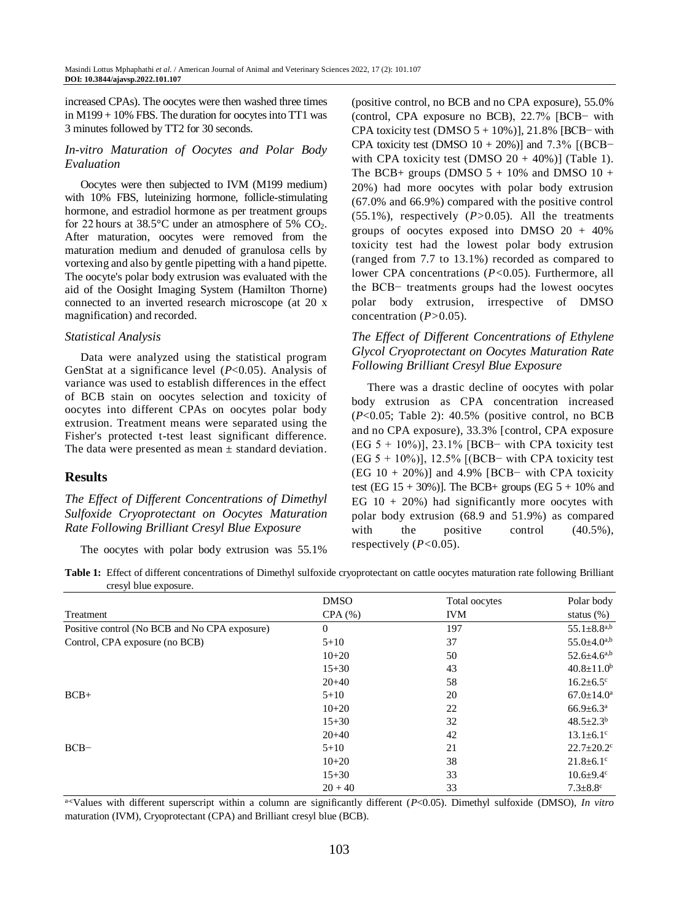increased CPAs). The oocytes were then washed three times in M199 + 10% FBS. The duration for oocytes into TT1 was 3 minutes followed by TT2 for 30 seconds.

### *In-vitro Maturation of Oocytes and Polar Body Evaluation*

Oocytes were then subjected to IVM (M199 medium) with 10% FBS, luteinizing hormone, follicle-stimulating hormone, and estradiol hormone as per treatment groups for 22 hours at 38.5°C under an atmosphere of 5% $CO_2$. After maturation, oocytes were removed from the maturation medium and denuded of granulosa cells by vortexing and also by gentle pipetting with a hand pipette. The oocyte's polar body extrusion was evaluated with the aid of the Oosight Imaging System (Hamilton Thorne) connected to an inverted research microscope (at 20 x magnification) and recorded.

### *Statistical Analysis*

Data were analyzed using the statistical program GenStat at a significance level ($P<0.05$). Analysis of variance was used to establish differences in the effect of BCB stain on oocytes selection and toxicity of oocytes into different CPAs on oocytes polar body extrusion. Treatment means were separated using the Fisher's protected t-test least significant difference. The data were presented as mean ± standard deviation.

## Results

### *The Effect of Different Concentrations of Dimethyl Sulfoxide Cryoprotectant on Oocytes Maturation Rate Following Brilliant Cresyl Blue Exposure*

The oocytes with polar body extrusion was 55.1% (positive control, no BCB and no CPA exposure), 55.0% (control, CPA exposure no BCB), 22.7% [BCB− with CPA toxicity test (DMSO 5 + 10%)], 21.8% [BCB− with CPA toxicity test (DMSO 10 + 20%)] and 7.3% [(BCB− with CPA toxicity test (DMSO 20 + 40%)] (Table 1). The BCB+ groups (DMSO 5 + 10% and DMSO 10 + 20%) had more oocytes with polar body extrusion (67.0% and 66.9%) compared with the positive control (55.1%), respectively ($P>0.05$). All the treatments groups of oocytes exposed into DMSO 20 + 40% toxicity test had the lowest polar body extrusion (ranged from 7.7 to 13.1%) recorded as compared to lower CPA concentrations ($P<0.05$). Furthermore, all the BCB− treatments groups had the lowest oocytes polar body extrusion, irrespective of DMSO concentration ($P>0.05$).

### *The Effect of Different Concentrations of Ethylene Glycol Cryoprotectant on Oocytes Maturation Rate Following Brilliant Cresyl Blue Exposure*

There was a drastic decline of oocytes with polar body extrusion as CPA concentration increased ($P<0.05$; Table 2): 40.5% (positive control, no BCB and no CPA exposure), 33.3% [control, CPA exposure (EG 5 + 10%)], 23.1% [BCB− with CPA toxicity test (EG 5 + 10%)], 12.5% [(BCB− with CPA toxicity test (EG 10 + 20%)] and 4.9% [BCB− with CPA toxicity test (EG 15 + 30%)]. The BCB+ groups (EG 5 + 10% and EG 10 + 20%) had significantly more oocytes with polar body extrusion (68.9 and 51.9%) as compared with the positive control (40.5%), respectively ($P<0.05$).

**Table 1:** Effect of different concentrations of Dimethyl sulfoxide cryoprotectant on cattle oocytes maturation rate following Brilliant cresyl blue exposure.

| Treatment | DMSO CPA (%) | Total oocytes IVM | Polar body status (%) |
|---|---|---|---|
| Positive control (No BCB and No CPA exposure) | 0 | 197 | $55.1\pm8.8^{a,b}$ |
| Control, CPA exposure (no BCB) | 5+10 | 37 | $55.0\pm4.0^{a,b}$ |
| | 10+20 | 50 | $52.6\pm4.6^{a,b}$ |
| | 15+30 | 43 | $40.8\pm11.0^{b}$ |
| | 20+40 | 58 | $16.2\pm6.5^{c}$ |
| BCB+ | 5+10 | 20 | $67.0\pm14.0^{a}$ |
| | 10+20 | 22 | $66.9\pm6.3^{a}$ |
| | 15+30 | 32 | $48.5\pm2.3^{b}$ |
| | 20+40 | 42 | $13.1\pm6.1^{c}$ |
| BCB− | 5+10 | 21 | $22.7\pm20.2^{c}$ |
| | 10+20 | 38 | $21.8\pm6.1^{c}$ |
| | 15+30 | 33 | $10.6\pm9.4^{c}$ |
| | 20 + 40 | 33 | $7.3\pm8.8^{c}$ |

[a-c]Values with different superscript within a column are significantly different ($P<0.05$). Dimethyl sulfoxide (DMSO), *In vitro* maturation (IVM), Cryoprotectant (CPA) and Brilliant cresyl blue (BCB).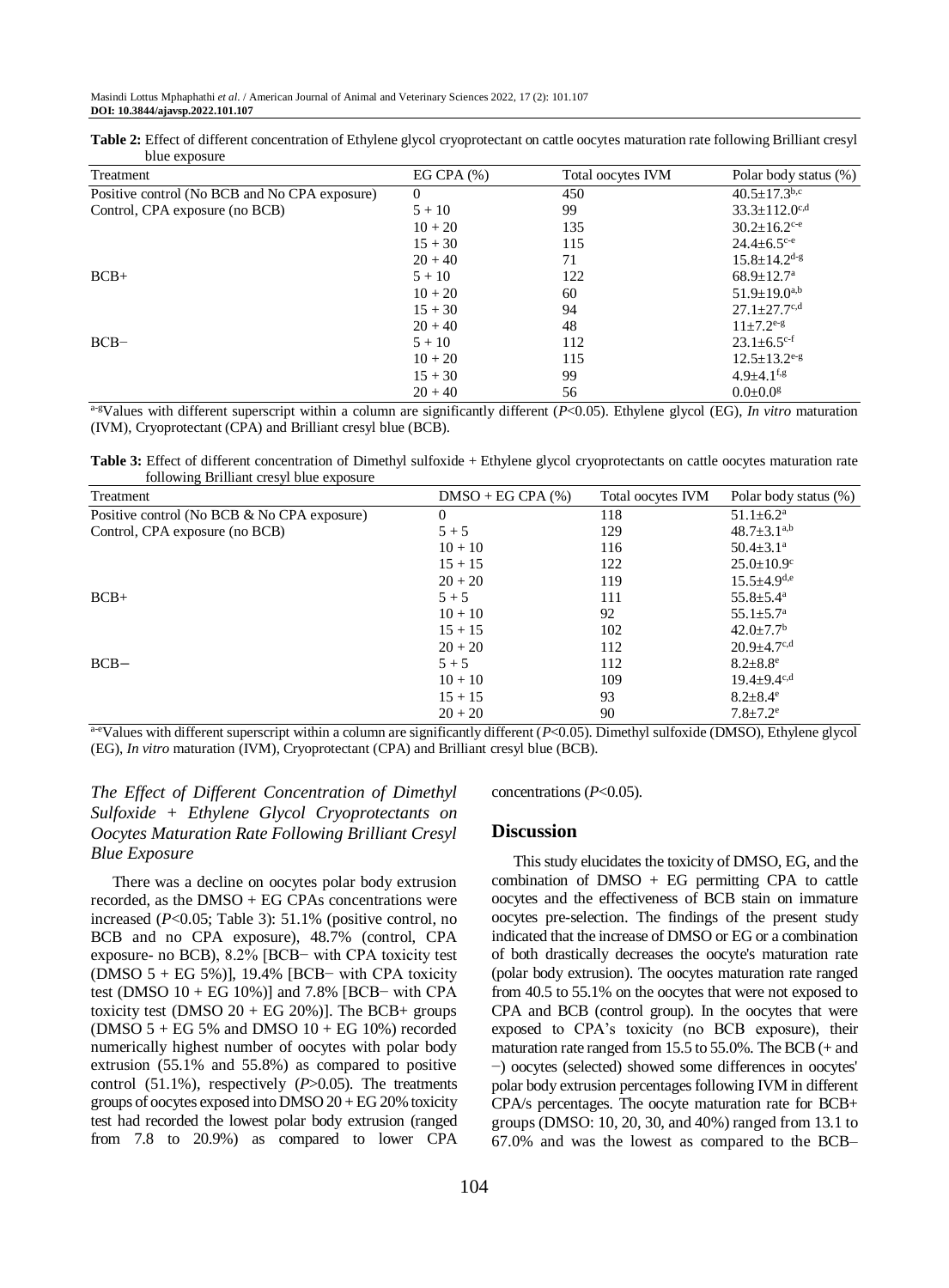**Table 2:** Effect of different concentration of Ethylene glycol cryoprotectant on cattle oocytes maturation rate following Brilliant cresyl blue exposure

| Treatment | EG CPA (%) | Total oocytes IVM | Polar body status (%) |
|---|---|---|---|
| Positive control (No BCB and No CPA exposure) | 0 | 450 | $40.5\pm17.3^{b,c}$ |
| Control, CPA exposure (no BCB) | 5 + 10 | 99 | $33.3\pm112.0^{c,d}$ |
| | 10 + 20 | 135 | $30.2\pm16.2^{c-e}$ |
| | 15 + 30 | 115 | $24.4\pm6.5^{c-e}$ |
| | 20 + 40 | 71 | $15.8\pm14.2^{d-g}$ |
| BCB+ | 5 + 10 | 122 | $68.9\pm12.7^{a}$ |
| | 10 + 20 | 60 | $51.9\pm19.0^{a,b}$ |
| | 15 + 30 | 94 | $27.1\pm27.7^{c,d}$ |
| | 20 + 40 | 48 | $11\pm7.2^{e-g}$ |
| BCB− | 5 + 10 | 112 | $23.1\pm6.5^{c-f}$ |
| | 10 + 20 | 115 | $12.5\pm13.2^{e-g}$ |
| | 15 + 30 | 99 | $4.9\pm4.1^{f,g}$ |
| | 20 + 40 | 56 | $0.0\pm0.0^{g}$ |

[a-g]Values with different superscript within a column are significantly different ($P<0.05$). Ethylene glycol (EG), *In vitro* maturation (IVM), Cryoprotectant (CPA) and Brilliant cresyl blue (BCB).

**Table 3:** Effect of different concentration of Dimethyl sulfoxide + Ethylene glycol cryoprotectants on cattle oocytes maturation rate following Brilliant cresyl blue exposure

| Treatment | DMSO + EG CPA (%) | Total oocytes IVM | Polar body status (%) |
|---|---|---|---|
| Positive control (No BCB & No CPA exposure) | 0 | 118 | $51.1\pm6.2^{a}$ |
| Control, CPA exposure (no BCB) | 5 + 5 | 129 | $48.7\pm3.1^{a,b}$ |
| | 10 + 10 | 116 | $50.4\pm3.1^{a}$ |
| | 15 + 15 | 122 | $25.0\pm10.9^{c}$ |
| | 20 + 20 | 119 | $15.5\pm4.9^{d,e}$ |
| BCB+ | 5 + 5 | 111 | $55.8\pm5.4^{a}$ |
| | 10 + 10 | 92 | $55.1\pm5.7^{a}$ |
| | 15 + 15 | 102 | $42.0\pm7.7^{b}$ |
| | 20 + 20 | 112 | $20.9\pm4.7^{c,d}$ |
| BCB− | 5 + 5 | 112 | $8.2\pm8.8^{e}$ |
| | 10 + 10 | 109 | $19.4\pm9.4^{c,d}$ |
| | 15 + 15 | 93 | $8.2\pm8.4^{e}$ |
| | 20 + 20 | 90 | $7.8\pm7.2^{e}$ |

[a-e]Values with different superscript within a column are significantly different ($P<0.05$). Dimethyl sulfoxide (DMSO), Ethylene glycol (EG), *In vitro* maturation (IVM), Cryoprotectant (CPA) and Brilliant cresyl blue (BCB).

### *The Effect of Different Concentration of Dimethyl Sulfoxide + Ethylene Glycol Cryoprotectants on Oocytes Maturation Rate Following Brilliant Cresyl Blue Exposure*

There was a decline on oocytes polar body extrusion recorded, as the DMSO + EG CPAs concentrations were increased ($P<0.05$; Table 3): 51.1% (positive control, no BCB and no CPA exposure), 48.7% (control, CPA exposure- no BCB), 8.2% [BCB− with CPA toxicity test (DMSO 5 + EG 5%)], 19.4% [BCB− with CPA toxicity test (DMSO 10 + EG 10%)] and 7.8% [BCB− with CPA toxicity test (DMSO 20 + EG 20%)]. The BCB+ groups (DMSO 5 + EG 5% and DMSO 10 + EG 10%) recorded numerically highest number of oocytes with polar body extrusion (55.1% and 55.8%) as compared to positive control (51.1%), respectively ($P>0.05$). The treatments groups of oocytes exposed into DMSO 20 + EG 20% toxicity test had recorded the lowest polar body extrusion (ranged from 7.8 to 20.9%) as compared to lower CPA concentrations ($P<0.05$).

## Discussion

This study elucidates the toxicity of DMSO, EG, and the combination of DMSO + EG permitting CPA to cattle oocytes and the effectiveness of BCB stain on immature oocytes pre-selection. The findings of the present study indicated that the increase of DMSO or EG or a combination of both drastically decreases the oocyte's maturation rate (polar body extrusion). The oocytes maturation rate ranged from 40.5 to 55.1% on the oocytes that were not exposed to CPA and BCB (control group). In the oocytes that were exposed to CPA's toxicity (no BCB exposure), their maturation rate ranged from 15.5 to 55.0%. The BCB (+ and −) oocytes (selected) showed some differences in oocytes' polar body extrusion percentages following IVM in different CPA/s percentages. The oocyte maturation rate for BCB+ groups (DMSO: 10, 20, 30, and 40%) ranged from 13.1 to 67.0% and was the lowest as compared to the BCB–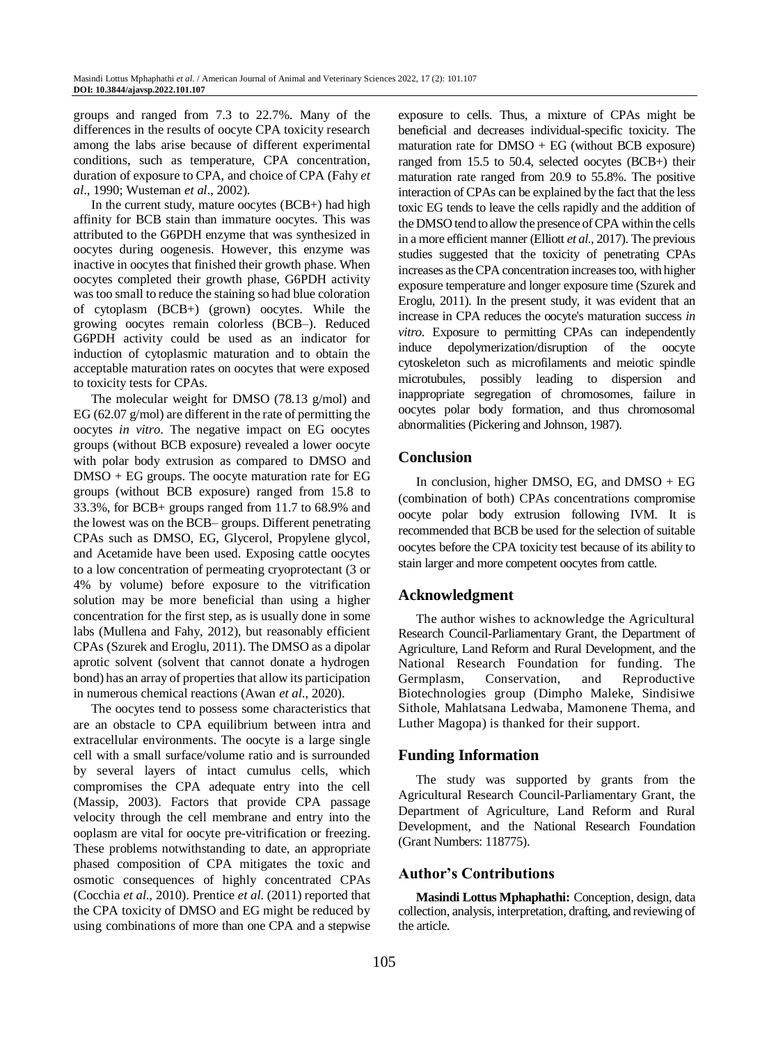groups and ranged from 7.3 to 22.7%. Many of the differences in the results of oocyte CPA toxicity research among the labs arise because of different experimental conditions, such as temperature, CPA concentration, duration of exposure to CPA, and choice of CPA (Fahy *et al*., 1990; Wusteman *et al*., 2002).

In the current study, mature oocytes (BCB+) had high affinity for BCB stain than immature oocytes. This was attributed to the G6PDH enzyme that was synthesized in oocytes during oogenesis. However, this enzyme was inactive in oocytes that finished their growth phase. When oocytes completed their growth phase, G6PDH activity was too small to reduce the staining so had blue coloration of cytoplasm (BCB+) (grown) oocytes. While the growing oocytes remain colorless (BCB–). Reduced G6PDH activity could be used as an indicator for induction of cytoplasmic maturation and to obtain the acceptable maturation rates on oocytes that were exposed to toxicity tests for CPAs.

The molecular weight for DMSO (78.13 g/mol) and EG (62.07 g/mol) are different in the rate of permitting the oocytes *in vitro*. The negative impact on EG oocytes groups (without BCB exposure) revealed a lower oocyte with polar body extrusion as compared to DMSO and DMSO + EG groups. The oocyte maturation rate for EG groups (without BCB exposure) ranged from 15.8 to 33.3%, for BCB+ groups ranged from 11.7 to 68.9% and the lowest was on the BCB– groups. Different penetrating CPAs such as DMSO, EG, Glycerol, Propylene glycol, and Acetamide have been used. Exposing cattle oocytes to a low concentration of permeating cryoprotectant (3 or 4% by volume) before exposure to the vitrification solution may be more beneficial than using a higher concentration for the first step, as is usually done in some labs (Mullena and Fahy, 2012), but reasonably efficient CPAs (Szurek and Eroglu, 2011). The DMSO as a dipolar aprotic solvent (solvent that cannot donate a hydrogen bond) has an array of properties that allow its participation in numerous chemical reactions (Awan *et al*., 2020).

The oocytes tend to possess some characteristics that are an obstacle to CPA equilibrium between intra and extracellular environments. The oocyte is a large single cell with a small surface/volume ratio and is surrounded by several layers of intact cumulus cells, which compromises the CPA adequate entry into the cell (Massip, 2003). Factors that provide CPA passage velocity through the cell membrane and entry into the ooplasm are vital for oocyte pre-vitrification or freezing. These problems notwithstanding to date, an appropriate phased composition of CPA mitigates the toxic and osmotic consequences of highly concentrated CPAs (Cocchia *et al*., 2010). Prentice *et al.* (2011) reported that the CPA toxicity of DMSO and EG might be reduced by using combinations of more than one CPA and a stepwise exposure to cells. Thus, a mixture of CPAs might be beneficial and decreases individual-specific toxicity. The maturation rate for DMSO + EG (without BCB exposure) ranged from 15.5 to 50.4, selected oocytes (BCB+) their maturation rate ranged from 20.9 to 55.8%. The positive interaction of CPAs can be explained by the fact that the less toxic EG tends to leave the cells rapidly and the addition of the DMSO tend to allow the presence of CPA within the cells in a more efficient manner (Elliott *et al*., 2017). The previous studies suggested that the toxicity of penetrating CPAs increases as the CPA concentration increases too, with higher exposure temperature and longer exposure time (Szurek and Eroglu, 2011). In the present study, it was evident that an increase in CPA reduces the oocyte's maturation success *in vitro*. Exposure to permitting CPAs can independently induce depolymerization/disruption of the oocyte cytoskeleton such as microfilaments and meiotic spindle microtubules, possibly leading to dispersion and inappropriate segregation of chromosomes, failure in oocytes polar body formation, and thus chromosomal abnormalities (Pickering and Johnson, 1987).

## Conclusion

In conclusion, higher DMSO, EG, and DMSO + EG (combination of both) CPAs concentrations compromise oocyte polar body extrusion following IVM. It is recommended that BCB be used for the selection of suitable oocytes before the CPA toxicity test because of its ability to stain larger and more competent oocytes from cattle.

## Acknowledgment

The author wishes to acknowledge the Agricultural Research Council-Parliamentary Grant, the Department of Agriculture, Land Reform and Rural Development, and the National Research Foundation for funding. The Germplasm, Conservation, and Reproductive Biotechnologies group (Dimpho Maleke, Sindisiwe Sithole, Mahlatsana Ledwaba, Mamonene Thema, and Luther Magopa) is thanked for their support.

## Funding Information

The study was supported by grants from the Agricultural Research Council-Parliamentary Grant, the Department of Agriculture, Land Reform and Rural Development, and the National Research Foundation (Grant Numbers: 118775).

## Author's Contributions

**Masindi Lottus Mphaphathi:** Conception, design, data collection, analysis, interpretation, drafting, and reviewing of the article.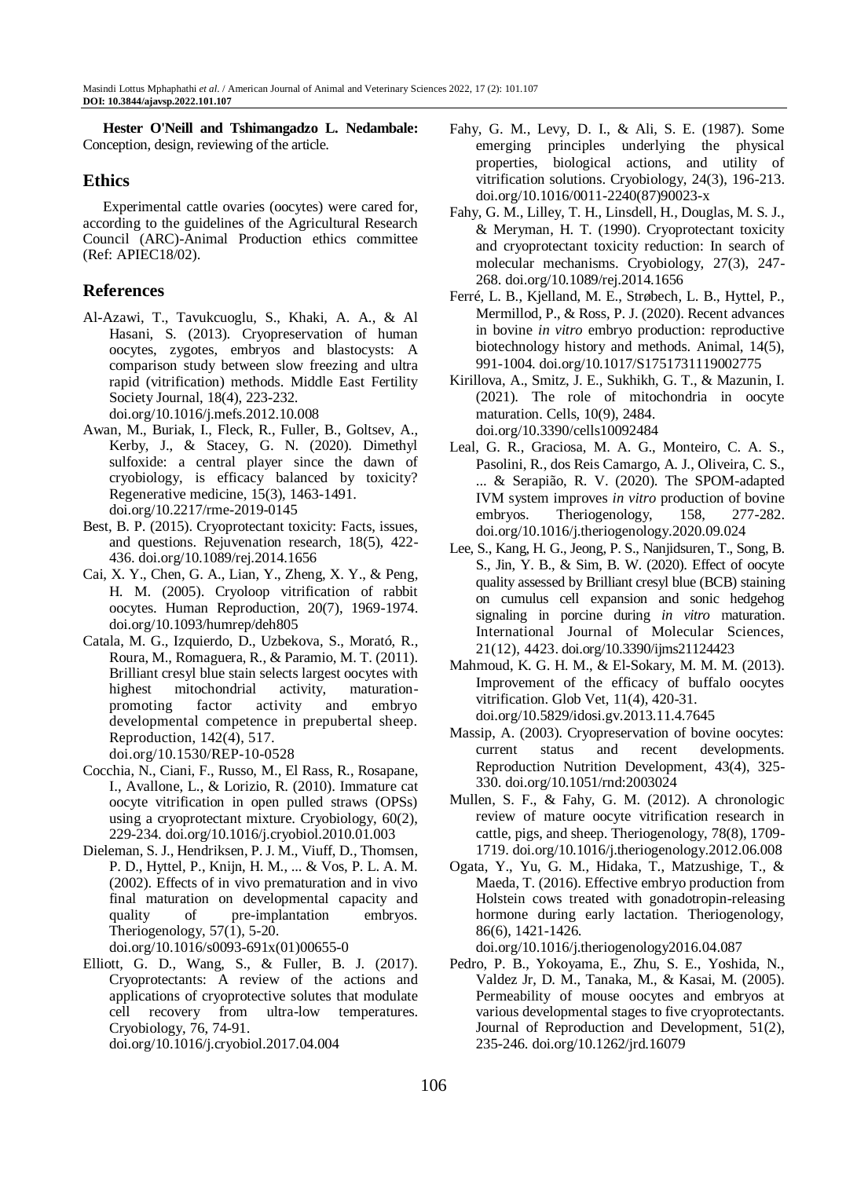**Hester O'Neill and Tshimangadzo L. Nedambale:** Conception, design, reviewing of the article.

## Ethics

Experimental cattle ovaries (oocytes) were cared for, according to the guidelines of the Agricultural Research Council (ARC)-Animal Production ethics committee (Ref: APIEC18/02).

## References

Al-Azawi, T., Tavukcuoglu, S., Khaki, A. A., & Al Hasani, S. (2013). Cryopreservation of human oocytes, zygotes, embryos and blastocysts: A comparison study between slow freezing and ultra rapid (vitrification) methods. Middle East Fertility Society Journal, 18(4), 223-232. doi.org/10.1016/j.mefs.2012.10.008

Awan, M., Buriak, I., Fleck, R., Fuller, B., Goltsev, A., Kerby, J., & Stacey, G. N. (2020). Dimethyl sulfoxide: a central player since the dawn of cryobiology, is efficacy balanced by toxicity? Regenerative medicine, 15(3), 1463-1491. doi.org/10.2217/rme-2019-0145

Best, B. P. (2015). Cryoprotectant toxicity: Facts, issues, and questions. Rejuvenation research, 18(5), 422-436. doi.org/10.1089/rej.2014.1656

Cai, X. Y., Chen, G. A., Lian, Y., Zheng, X. Y., & Peng, H. M. (2005). Cryoloop vitrification of rabbit oocytes. Human Reproduction, 20(7), 1969-1974. doi.org/10.1093/humrep/deh805

Catala, M. G., Izquierdo, D., Uzbekova, S., Morató, R., Roura, M., Romaguera, R., & Paramio, M. T. (2011). Brilliant cresyl blue stain selects largest oocytes with highest mitochondrial activity, maturation-promoting factor activity and embryo developmental competence in prepubertal sheep. Reproduction, 142(4), 517. doi.org/10.1530/REP-10-0528

Cocchia, N., Ciani, F., Russo, M., El Rass, R., Rosapane, I., Avallone, L., & Lorizio, R. (2010). Immature cat oocyte vitrification in open pulled straws (OPSs) using a cryoprotectant mixture. Cryobiology, 60(2), 229-234. doi.org/10.1016/j.cryobiol.2010.01.003

Dieleman, S. J., Hendriksen, P. J. M., Viuff, D., Thomsen, P. D., Hyttel, P., Knijn, H. M., ... & Vos, P. L. A. M. (2002). Effects of in vivo prematuration and in vivo final maturation on developmental capacity and quality of pre-implantation embryos. Theriogenology, 57(1), 5-20. doi.org/10.1016/s0093-691x(01)00655-0

Elliott, G. D., Wang, S., & Fuller, B. J. (2017). Cryoprotectants: A review of the actions and applications of cryoprotective solutes that modulate cell recovery from ultra-low temperatures. Cryobiology, 76, 74-91. doi.org/10.1016/j.cryobiol.2017.04.004

Fahy, G. M., Levy, D. I., & Ali, S. E. (1987). Some emerging principles underlying the physical properties, biological actions, and utility of vitrification solutions. Cryobiology, 24(3), 196-213. doi.org/10.1016/0011-2240(87)90023-x

Fahy, G. M., Lilley, T. H., Linsdell, H., Douglas, M. S. J., & Meryman, H. T. (1990). Cryoprotectant toxicity and cryoprotectant toxicity reduction: In search of molecular mechanisms. Cryobiology, 27(3), 247-268. doi.org/10.1089/rej.2014.1656

Ferré, L. B., Kjelland, M. E., Strøbech, L. B., Hyttel, P., Mermillod, P., & Ross, P. J. (2020). Recent advances in bovine *in vitro* embryo production: reproductive biotechnology history and methods. Animal, 14(5), 991-1004. doi.org/10.1017/S1751731119002775

Kirillova, A., Smitz, J. E., Sukhikh, G. T., & Mazunin, I. (2021). The role of mitochondria in oocyte maturation. Cells, 10(9), 2484. doi.org/10.3390/cells10092484

Leal, G. R., Graciosa, M. A. G., Monteiro, C. A. S., Pasolini, R., dos Reis Camargo, A. J., Oliveira, C. S., ... & Serapião, R. V. (2020). The SPOM-adapted IVM system improves *in vitro* production of bovine embryos. Theriogenology, 158, 277-282. doi.org/10.1016/j.theriogenology.2020.09.024

Lee, S., Kang, H. G., Jeong, P. S., Nanjidsuren, T., Song, B. S., Jin, Y. B., & Sim, B. W. (2020). Effect of oocyte quality assessed by Brilliant cresyl blue (BCB) staining on cumulus cell expansion and sonic hedgehog signaling in porcine during *in vitro* maturation. International Journal of Molecular Sciences, 21(12), 4423. doi.org/10.3390/ijms21124423

Mahmoud, K. G. H. M., & El-Sokary, M. M. M. (2013). Improvement of the efficacy of buffalo oocytes vitrification. Glob Vet, 11(4), 420-31. doi.org/10.5829/idosi.gv.2013.11.4.7645

Massip, A. (2003). Cryopreservation of bovine oocytes: current status and recent developments. Reproduction Nutrition Development, 43(4), 325-330. doi.org/10.1051/rnd:2003024

Mullen, S. F., & Fahy, G. M. (2012). A chronologic review of mature oocyte vitrification research in cattle, pigs, and sheep. Theriogenology, 78(8), 1709-1719. doi.org/10.1016/j.theriogenology.2012.06.008

Ogata, Y., Yu, G. M., Hidaka, T., Matzushige, T., & Maeda, T. (2016). Effective embryo production from Holstein cows treated with gonadotropin-releasing hormone during early lactation. Theriogenology, 86(6), 1421-1426. doi.org/10.1016/j.theriogenology2016.04.087

Pedro, P. B., Yokoyama, E., Zhu, S. E., Yoshida, N., Valdez Jr, D. M., Tanaka, M., & Kasai, M. (2005). Permeability of mouse oocytes and embryos at various developmental stages to five cryoprotectants. Journal of Reproduction and Development, 51(2), 235-246. doi.org/10.1262/jrd.16079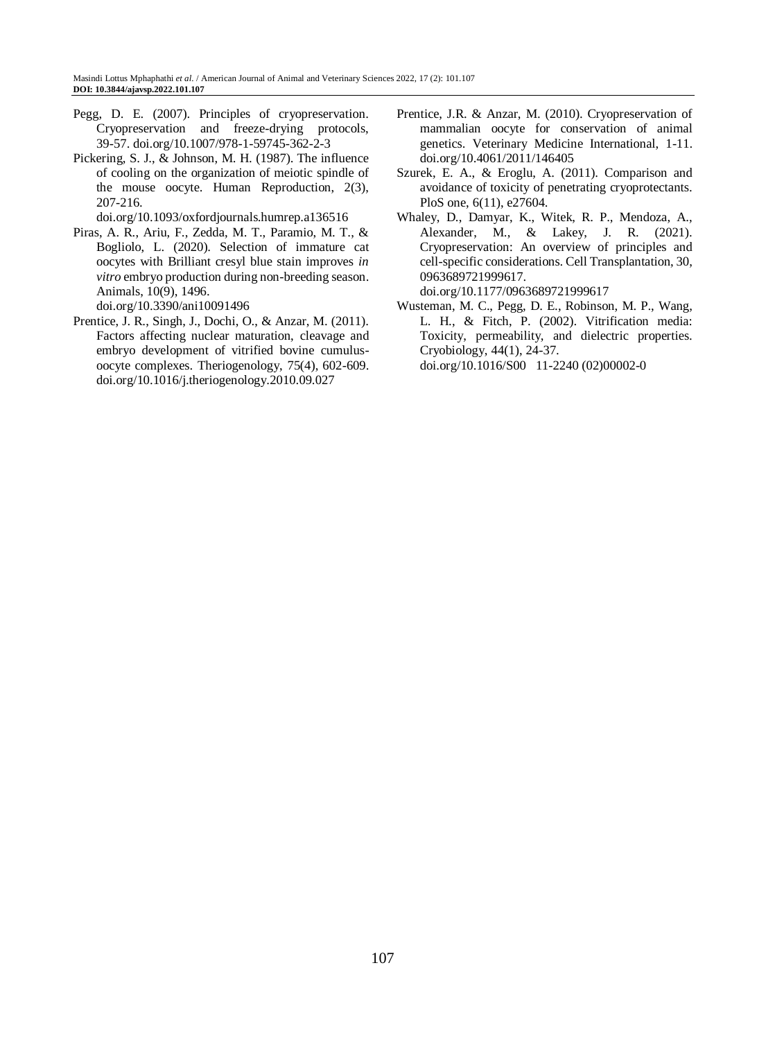Pegg, D. E. (2007). Principles of cryopreservation. Cryopreservation and freeze-drying protocols, 39-57. doi.org/10.1007/978-1-59745-362-2-3

Pickering, S. J., & Johnson, M. H. (1987). The influence of cooling on the organization of meiotic spindle of the mouse oocyte. Human Reproduction, 2(3), 207-216. doi.org/10.1093/oxfordjournals.humrep.a136516

Piras, A. R., Ariu, F., Zedda, M. T., Paramio, M. T., & Bogliolo, L. (2020). Selection of immature cat oocytes with Brilliant cresyl blue stain improves *in vitro* embryo production during non-breeding season. Animals, 10(9), 1496. doi.org/10.3390/ani10091496

Prentice, J. R., Singh, J., Dochi, O., & Anzar, M. (2011). Factors affecting nuclear maturation, cleavage and embryo development of vitrified bovine cumulus-oocyte complexes. Theriogenology, 75(4), 602-609. doi.org/10.1016/j.theriogenology.2010.09.027

Prentice, J.R. & Anzar, M. (2010). Cryopreservation of mammalian oocyte for conservation of animal genetics. Veterinary Medicine International, 1-11. doi.org/10.4061/2011/146405

Szurek, E. A., & Eroglu, A. (2011). Comparison and avoidance of toxicity of penetrating cryoprotectants. PloS one, 6(11), e27604.

Whaley, D., Damyar, K., Witek, R. P., Mendoza, A., Alexander, M., & Lakey, J. R. (2021). Cryopreservation: An overview of principles and cell-specific considerations. Cell Transplantation, 30, 0963689721999617. doi.org/10.1177/0963689721999617

Wusteman, M. C., Pegg, D. E., Robinson, M. P., Wang, L. H., & Fitch, P. (2002). Vitrification media: Toxicity, permeability, and dielectric properties. Cryobiology, 44(1), 24-37. doi.org/10.1016/S00 11-2240 (02)00002-0